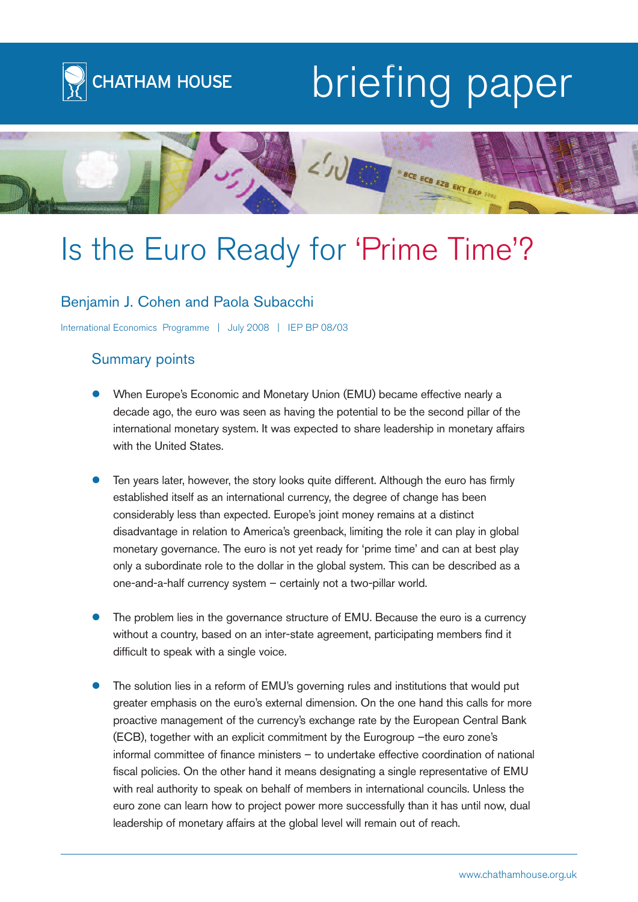CHATHAM HOUSE

briefing paper

# Is the Euro Ready for 'Prime Time'?

Benjamin J. Cohen and Paola Subacchi

International Economics Programme | July 2008 | IEP BP 08/03

## Summary points

- When Europe's Economic and Monetary Union (EMU) became effective nearly a decade ago, the euro was seen as having the potential to be the second pillar of the international monetary system. It was expected to share leadership in monetary affairs with the United States.

- Ten years later, however, the story looks quite different. Although the euro has firmly established itself as an international currency, the degree of change has been considerably less than expected. Europe's joint money remains at a distinct disadvantage in relation to America's greenback, limiting the role it can play in global monetary governance. The euro is not yet ready for 'prime time' and can at best play only a subordinate role to the dollar in the global system. This can be described as a one-and-a-half currency system – certainly not a two-pillar world.

- The problem lies in the governance structure of EMU. Because the euro is a currency without a country, based on an inter-state agreement, participating members find it difficult to speak with a single voice.

- The solution lies in a reform of EMU's governing rules and institutions that would put greater emphasis on the euro's external dimension. On the one hand this calls for more proactive management of the currency's exchange rate by the European Central Bank (ECB), together with an explicit commitment by the Eurogroup –the euro zone's informal committee of finance ministers – to undertake effective coordination of national fiscal policies. On the other hand it means designating a single representative of EMU with real authority to speak on behalf of members in international councils. Unless the euro zone can learn how to project power more successfully than it has until now, dual leadership of monetary affairs at the global level will remain out of reach.

www.chathamhouse.org.uk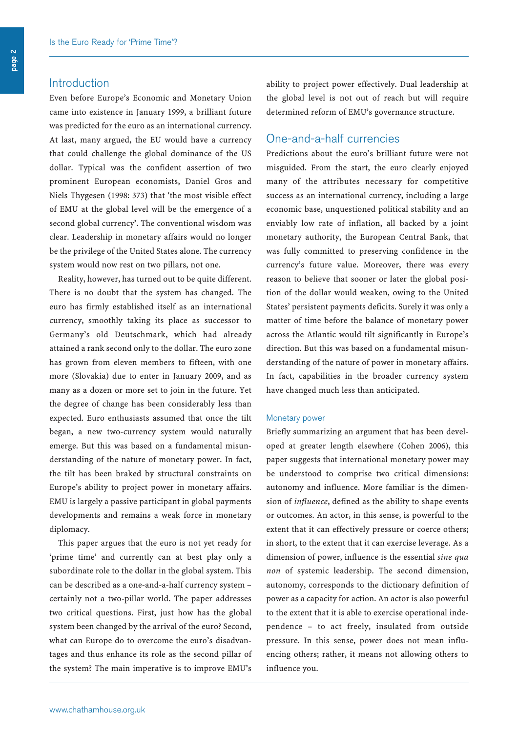## Introduction

Even before Europe's Economic and Monetary Union came into existence in January 1999, a brilliant future was predicted for the euro as an international currency. At last, many argued, the EU would have a currency that could challenge the global dominance of the US dollar. Typical was the confident assertion of two prominent European economists, Daniel Gros and Niels Thygesen (1998: 373) that 'the most visible effect of EMU at the global level will be the emergence of a second global currency'. The conventional wisdom was clear. Leadership in monetary affairs would no longer be the privilege of the United States alone. The currency system would now rest on two pillars, not one.

Reality, however, has turned out to be quite different. There is no doubt that the system has changed. The euro has firmly established itself as an international currency, smoothly taking its place as successor to Germany's old Deutschmark, which had already attained a rank second only to the dollar. The euro zone has grown from eleven members to fifteen, with one more (Slovakia) due to enter in January 2009, and as many as a dozen or more set to join in the future. Yet the degree of change has been considerably less than expected. Euro enthusiasts assumed that once the tilt began, a new two-currency system would naturally emerge. But this was based on a fundamental misunderstanding of the nature of monetary power. In fact, the tilt has been braked by structural constraints on Europe's ability to project power in monetary affairs. EMU is largely a passive participant in global payments developments and remains a weak force in monetary diplomacy.

This paper argues that the euro is not yet ready for 'prime time' and currently can at best play only a subordinate role to the dollar in the global system. This can be described as a one-and-a-half currency system – certainly not a two-pillar world. The paper addresses two critical questions. First, just how has the global system been changed by the arrival of the euro? Second, what can Europe do to overcome the euro's disadvantages and thus enhance its role as the second pillar of the system? The main imperative is to improve EMU's ability to project power effectively. Dual leadership at the global level is not out of reach but will require determined reform of EMU's governance structure.

## One-and-a-half currencies

Predictions about the euro's brilliant future were not misguided. From the start, the euro clearly enjoyed many of the attributes necessary for competitive success as an international currency, including a large economic base, unquestioned political stability and an enviably low rate of inflation, all backed by a joint monetary authority, the European Central Bank, that was fully committed to preserving confidence in the currency's future value. Moreover, there was every reason to believe that sooner or later the global position of the dollar would weaken, owing to the United States' persistent payments deficits. Surely it was only a matter of time before the balance of monetary power across the Atlantic would tilt significantly in Europe's direction. But this was based on a fundamental misunderstanding of the nature of power in monetary affairs. In fact, capabilities in the broader currency system have changed much less than anticipated.

### Monetary power

Briefly summarizing an argument that has been developed at greater length elsewhere (Cohen 2006), this paper suggests that international monetary power may be understood to comprise two critical dimensions: autonomy and influence. More familiar is the dimension of *influence*, defined as the ability to shape events or outcomes. An actor, in this sense, is powerful to the extent that it can effectively pressure or coerce others; in short, to the extent that it can exercise leverage. As a dimension of power, influence is the essential *sine qua non* of systemic leadership. The second dimension, autonomy, corresponds to the dictionary definition of power as a capacity for action. An actor is also powerful to the extent that it is able to exercise operational independence – to act freely, insulated from outside pressure. In this sense, power does not mean influencing others; rather, it means not allowing others to influence you.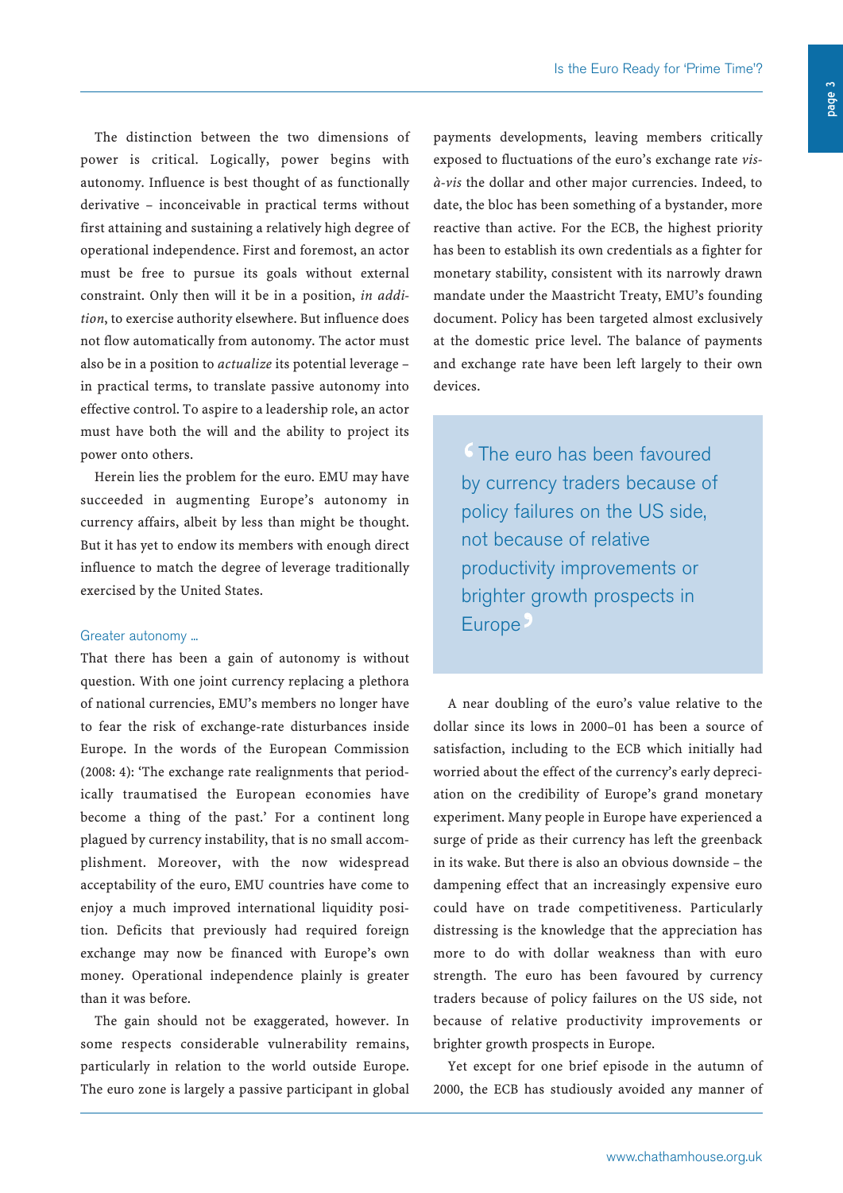The distinction between the two dimensions of power is critical. Logically, power begins with autonomy. Influence is best thought of as functionally derivative – inconceivable in practical terms without first attaining and sustaining a relatively high degree of operational independence. First and foremost, an actor must be free to pursue its goals without external constraint. Only then will it be in a position, *in addition*, to exercise authority elsewhere. But influence does not flow automatically from autonomy. The actor must also be in a position to *actualize* its potential leverage – in practical terms, to translate passive autonomy into effective control. To aspire to a leadership role, an actor must have both the will and the ability to project its power onto others.

Herein lies the problem for the euro. EMU may have succeeded in augmenting Europe's autonomy in currency affairs, albeit by less than might be thought. But it has yet to endow its members with enough direct influence to match the degree of leverage traditionally exercised by the United States.

### Greater autonomy ...

That there has been a gain of autonomy is without question. With one joint currency replacing a plethora of national currencies, EMU's members no longer have to fear the risk of exchange-rate disturbances inside Europe. In the words of the European Commission (2008: 4): 'The exchange rate realignments that periodically traumatised the European economies have become a thing of the past.' For a continent long plagued by currency instability, that is no small accomplishment. Moreover, with the now widespread acceptability of the euro, EMU countries have come to enjoy a much improved international liquidity position. Deficits that previously had required foreign exchange may now be financed with Europe's own money. Operational independence plainly is greater than it was before.

The gain should not be exaggerated, however. In some respects considerable vulnerability remains, particularly in relation to the world outside Europe. The euro zone is largely a passive participant in global payments developments, leaving members critically exposed to fluctuations of the euro's exchange rate *vis-à-vis* the dollar and other major currencies. Indeed, to date, the bloc has been something of a bystander, more reactive than active. For the ECB, the highest priority has been to establish its own credentials as a fighter for monetary stability, consistent with its narrowly drawn mandate under the Maastricht Treaty, EMU's founding document. Policy has been targeted almost exclusively at the domestic price level. The balance of payments and exchange rate have been left largely to their own devices.

> 'The euro has been favoured by currency traders because of policy failures on the US side, not because of relative productivity improvements or brighter growth prospects in Europe'

A near doubling of the euro's value relative to the dollar since its lows in 2000–01 has been a source of satisfaction, including to the ECB which initially had worried about the effect of the currency's early depreciation on the credibility of Europe's grand monetary experiment. Many people in Europe have experienced a surge of pride as their currency has left the greenback in its wake. But there is also an obvious downside – the dampening effect that an increasingly expensive euro could have on trade competitiveness. Particularly distressing is the knowledge that the appreciation has more to do with dollar weakness than with euro strength. The euro has been favoured by currency traders because of policy failures on the US side, not because of relative productivity improvements or brighter growth prospects in Europe.

Yet except for one brief episode in the autumn of 2000, the ECB has studiously avoided any manner of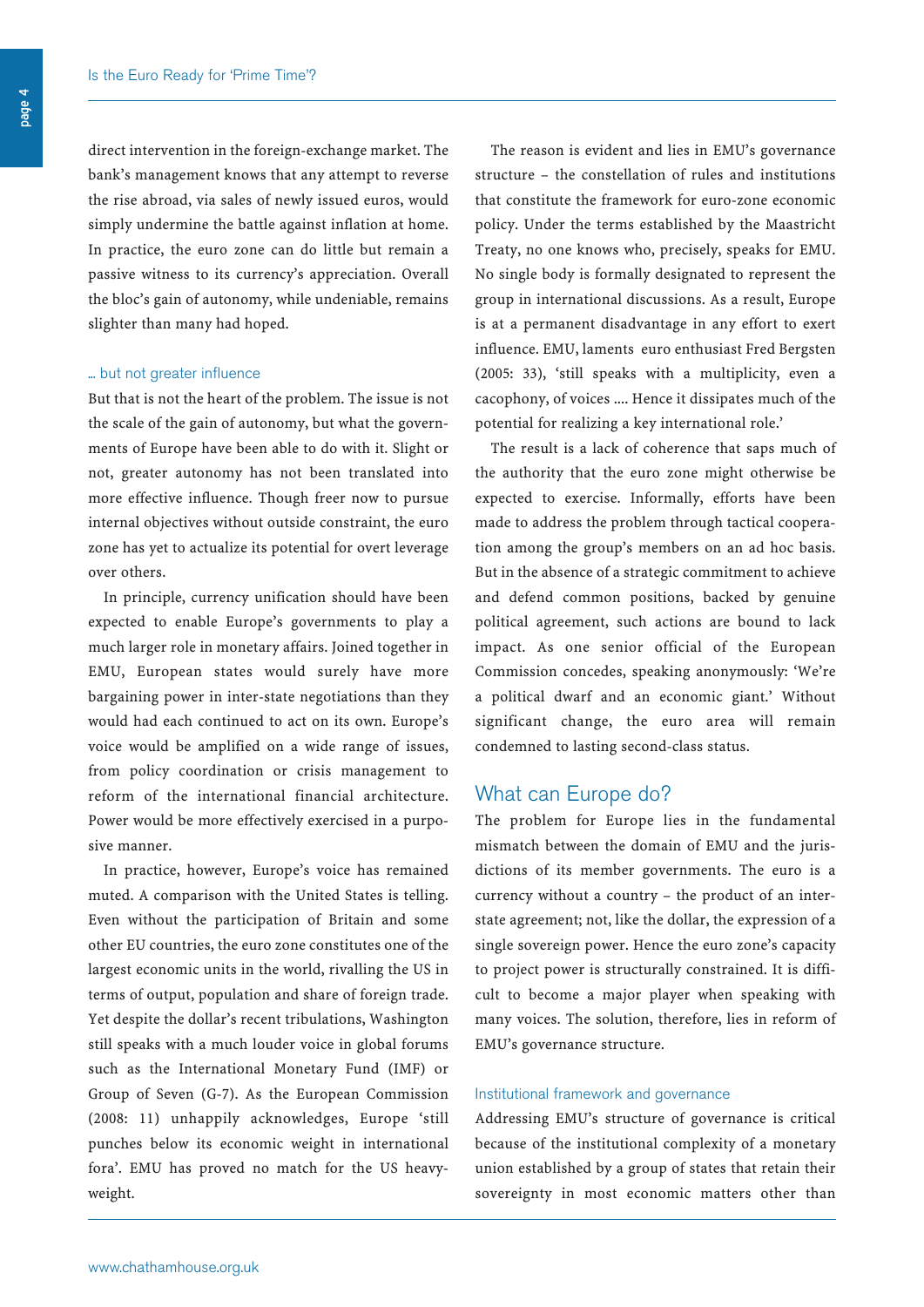direct intervention in the foreign-exchange market. The bank's management knows that any attempt to reverse the rise abroad, via sales of newly issued euros, would simply undermine the battle against inflation at home. In practice, the euro zone can do little but remain a passive witness to its currency's appreciation. Overall the bloc's gain of autonomy, while undeniable, remains slighter than many had hoped.

### … but not greater influence

But that is not the heart of the problem. The issue is not the scale of the gain of autonomy, but what the governments of Europe have been able to do with it. Slight or not, greater autonomy has not been translated into more effective influence. Though freer now to pursue internal objectives without outside constraint, the euro zone has yet to actualize its potential for overt leverage over others.

In principle, currency unification should have been expected to enable Europe's governments to play a much larger role in monetary affairs. Joined together in EMU, European states would surely have more bargaining power in inter-state negotiations than they would had each continued to act on its own. Europe's voice would be amplified on a wide range of issues, from policy coordination or crisis management to reform of the international financial architecture. Power would be more effectively exercised in a purposive manner.

In practice, however, Europe's voice has remained muted. A comparison with the United States is telling. Even without the participation of Britain and some other EU countries, the euro zone constitutes one of the largest economic units in the world, rivalling the US in terms of output, population and share of foreign trade. Yet despite the dollar's recent tribulations, Washington still speaks with a much louder voice in global forums such as the International Monetary Fund (IMF) or Group of Seven (G-7). As the European Commission (2008: 11) unhappily acknowledges, Europe 'still punches below its economic weight in international fora'. EMU has proved no match for the US heavyweight.

The reason is evident and lies in EMU's governance structure – the constellation of rules and institutions that constitute the framework for euro-zone economic policy. Under the terms established by the Maastricht Treaty, no one knows who, precisely, speaks for EMU. No single body is formally designated to represent the group in international discussions. As a result, Europe is at a permanent disadvantage in any effort to exert influence. EMU, laments euro enthusiast Fred Bergsten (2005: 33), 'still speaks with a multiplicity, even a cacophony, of voices .... Hence it dissipates much of the potential for realizing a key international role.'

The result is a lack of coherence that saps much of the authority that the euro zone might otherwise be expected to exercise. Informally, efforts have been made to address the problem through tactical cooperation among the group's members on an ad hoc basis. But in the absence of a strategic commitment to achieve and defend common positions, backed by genuine political agreement, such actions are bound to lack impact. As one senior official of the European Commission concedes, speaking anonymously: 'We're a political dwarf and an economic giant.' Without significant change, the euro area will remain condemned to lasting second-class status.

## What can Europe do?

The problem for Europe lies in the fundamental mismatch between the domain of EMU and the jurisdictions of its member governments. The euro is a currency without a country – the product of an inter-state agreement; not, like the dollar, the expression of a single sovereign power. Hence the euro zone's capacity to project power is structurally constrained. It is difficult to become a major player when speaking with many voices. The solution, therefore, lies in reform of EMU's governance structure.

### Institutional framework and governance

Addressing EMU's structure of governance is critical because of the institutional complexity of a monetary union established by a group of states that retain their sovereignty in most economic matters other than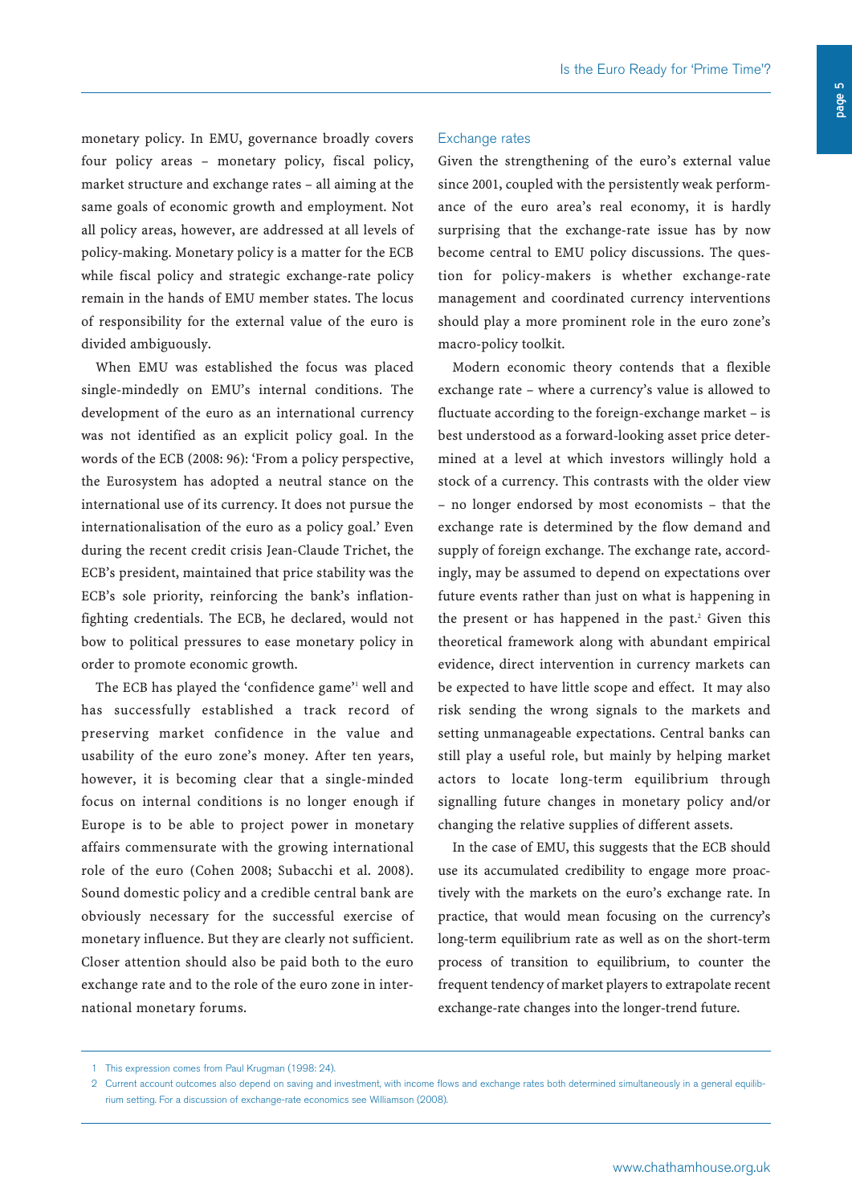monetary policy. In EMU, governance broadly covers four policy areas – monetary policy, fiscal policy, market structure and exchange rates – all aiming at the same goals of economic growth and employment. Not all policy areas, however, are addressed at all levels of policy-making. Monetary policy is a matter for the ECB while fiscal policy and strategic exchange-rate policy remain in the hands of EMU member states. The locus of responsibility for the external value of the euro is divided ambiguously.

When EMU was established the focus was placed single-mindedly on EMU's internal conditions. The development of the euro as an international currency was not identified as an explicit policy goal. In the words of the ECB (2008: 96): 'From a policy perspective, the Eurosystem has adopted a neutral stance on the international use of its currency. It does not pursue the internationalisation of the euro as a policy goal.' Even during the recent credit crisis Jean-Claude Trichet, the ECB's president, maintained that price stability was the ECB's sole priority, reinforcing the bank's inflation-fighting credentials. The ECB, he declared, would not bow to political pressures to ease monetary policy in order to promote economic growth.

The ECB has played the 'confidence game'[1] well and has successfully established a track record of preserving market confidence in the value and usability of the euro zone's money. After ten years, however, it is becoming clear that a single-minded focus on internal conditions is no longer enough if Europe is to be able to project power in monetary affairs commensurate with the growing international role of the euro (Cohen 2008; Subacchi et al. 2008). Sound domestic policy and a credible central bank are obviously necessary for the successful exercise of monetary influence. But they are clearly not sufficient. Closer attention should also be paid both to the euro exchange rate and to the role of the euro zone in international monetary forums.

### Exchange rates

Given the strengthening of the euro's external value since 2001, coupled with the persistently weak performance of the euro area's real economy, it is hardly surprising that the exchange-rate issue has by now become central to EMU policy discussions. The question for policy-makers is whether exchange-rate management and coordinated currency interventions should play a more prominent role in the euro zone's macro-policy toolkit.

Modern economic theory contends that a flexible exchange rate – where a currency's value is allowed to fluctuate according to the foreign-exchange market – is best understood as a forward-looking asset price determined at a level at which investors willingly hold a stock of a currency. This contrasts with the older view – no longer endorsed by most economists – that the exchange rate is determined by the flow demand and supply of foreign exchange. The exchange rate, accordingly, may be assumed to depend on expectations over future events rather than just on what is happening in the present or has happened in the past.[2] Given this theoretical framework along with abundant empirical evidence, direct intervention in currency markets can be expected to have little scope and effect. It may also risk sending the wrong signals to the markets and setting unmanageable expectations. Central banks can still play a useful role, but mainly by helping market actors to locate long-term equilibrium through signalling future changes in monetary policy and/or changing the relative supplies of different assets.

In the case of EMU, this suggests that the ECB should use its accumulated credibility to engage more proactively with the markets on the euro's exchange rate. In practice, that would mean focusing on the currency's long-term equilibrium rate as well as on the short-term process of transition to equilibrium, to counter the frequent tendency of market players to extrapolate recent exchange-rate changes into the longer-trend future.

---

1 This expression comes from Paul Krugman (1998: 24).

2 Current account outcomes also depend on saving and investment, with income flows and exchange rates both determined simultaneously in a general equilibrium setting. For a discussion of exchange-rate economics see Williamson (2008).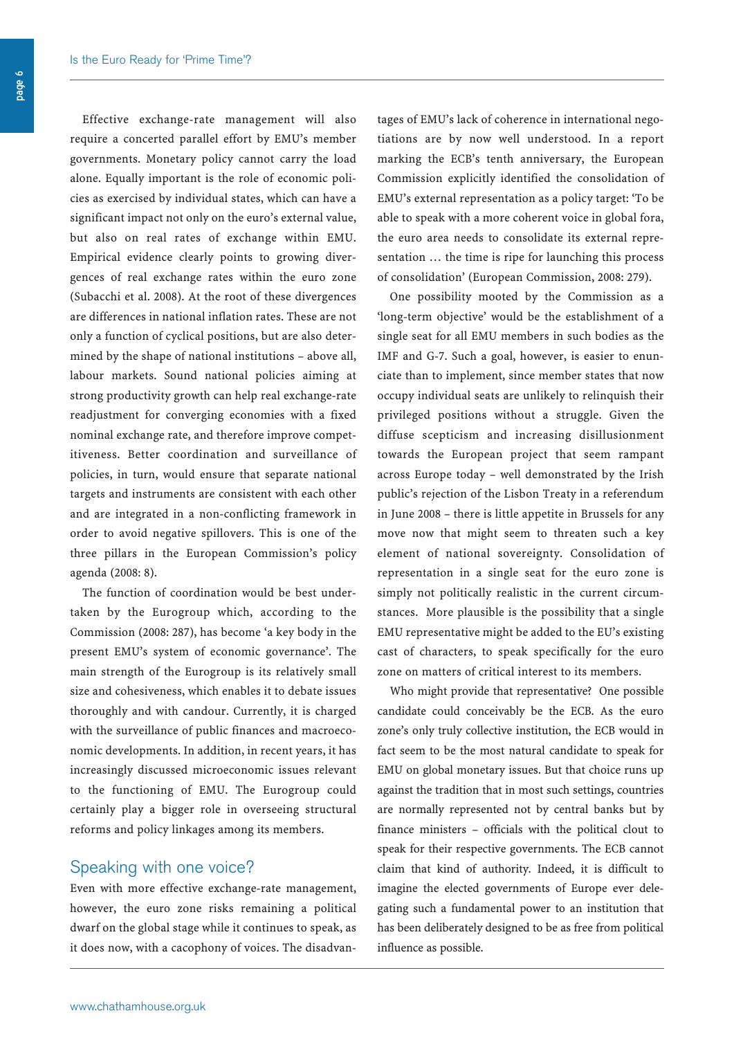Effective exchange-rate management will also require a concerted parallel effort by EMU's member governments. Monetary policy cannot carry the load alone. Equally important is the role of economic policies as exercised by individual states, which can have a significant impact not only on the euro's external value, but also on real rates of exchange within EMU. Empirical evidence clearly points to growing divergences of real exchange rates within the euro zone (Subacchi et al. 2008). At the root of these divergences are differences in national inflation rates. These are not only a function of cyclical positions, but are also determined by the shape of national institutions – above all, labour markets. Sound national policies aiming at strong productivity growth can help real exchange-rate readjustment for converging economies with a fixed nominal exchange rate, and therefore improve competitiveness. Better coordination and surveillance of policies, in turn, would ensure that separate national targets and instruments are consistent with each other and are integrated in a non-conflicting framework in order to avoid negative spillovers. This is one of the three pillars in the European Commission's policy agenda (2008: 8).

The function of coordination would be best undertaken by the Eurogroup which, according to the Commission (2008: 287), has become 'a key body in the present EMU's system of economic governance'. The main strength of the Eurogroup is its relatively small size and cohesiveness, which enables it to debate issues thoroughly and with candour. Currently, it is charged with the surveillance of public finances and macroeconomic developments. In addition, in recent years, it has increasingly discussed microeconomic issues relevant to the functioning of EMU. The Eurogroup could certainly play a bigger role in overseeing structural reforms and policy linkages among its members.

## Speaking with one voice?

Even with more effective exchange-rate management, however, the euro zone risks remaining a political dwarf on the global stage while it continues to speak, as it does now, with a cacophony of voices. The disadvantages of EMU's lack of coherence in international negotiations are by now well understood. In a report marking the ECB's tenth anniversary, the European Commission explicitly identified the consolidation of EMU's external representation as a policy target: 'To be able to speak with a more coherent voice in global fora, the euro area needs to consolidate its external representation … the time is ripe for launching this process of consolidation' (European Commission, 2008: 279).

One possibility mooted by the Commission as a 'long-term objective' would be the establishment of a single seat for all EMU members in such bodies as the IMF and G-7. Such a goal, however, is easier to enunciate than to implement, since member states that now occupy individual seats are unlikely to relinquish their privileged positions without a struggle. Given the diffuse scepticism and increasing disillusionment towards the European project that seem rampant across Europe today – well demonstrated by the Irish public's rejection of the Lisbon Treaty in a referendum in June 2008 – there is little appetite in Brussels for any move now that might seem to threaten such a key element of national sovereignty. Consolidation of representation in a single seat for the euro zone is simply not politically realistic in the current circumstances. More plausible is the possibility that a single EMU representative might be added to the EU's existing cast of characters, to speak specifically for the euro zone on matters of critical interest to its members.

Who might provide that representative? One possible candidate could conceivably be the ECB. As the euro zone's only truly collective institution, the ECB would in fact seem to be the most natural candidate to speak for EMU on global monetary issues. But that choice runs up against the tradition that in most such settings, countries are normally represented not by central banks but by finance ministers – officials with the political clout to speak for their respective governments. The ECB cannot claim that kind of authority. Indeed, it is difficult to imagine the elected governments of Europe ever delegating such a fundamental power to an institution that has been deliberately designed to be as free from political influence as possible.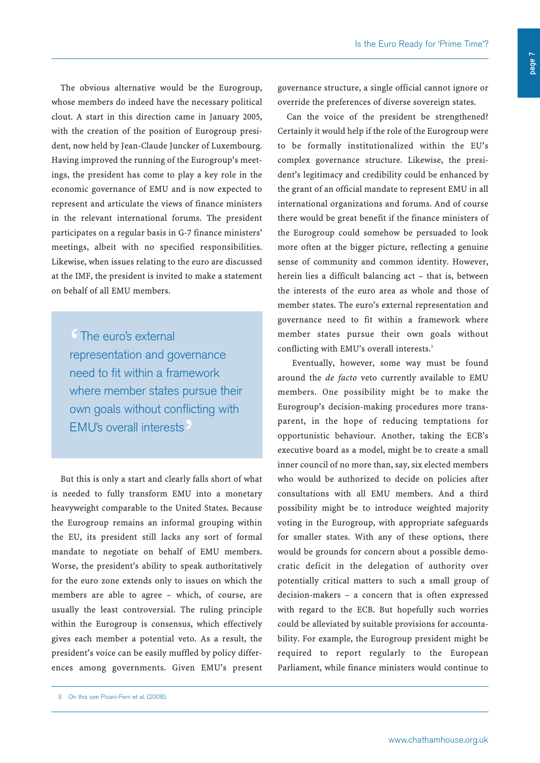The obvious alternative would be the Eurogroup, whose members do indeed have the necessary political clout. A start in this direction came in January 2005, with the creation of the position of Eurogroup president, now held by Jean-Claude Juncker of Luxembourg. Having improved the running of the Eurogroup's meetings, the president has come to play a key role in the economic governance of EMU and is now expected to represent and articulate the views of finance ministers in the relevant international forums. The president participates on a regular basis in G-7 finance ministers' meetings, albeit with no specified responsibilities. Likewise, when issues relating to the euro are discussed at the IMF, the president is invited to make a statement on behalf of all EMU members.

> 'The euro's external representation and governance need to fit within a framework where member states pursue their own goals without conflicting with EMU's overall interests'

But this is only a start and clearly falls short of what is needed to fully transform EMU into a monetary heavyweight comparable to the United States. Because the Eurogroup remains an informal grouping within the EU, its president still lacks any sort of formal mandate to negotiate on behalf of EMU members. Worse, the president's ability to speak authoritatively for the euro zone extends only to issues on which the members are able to agree – which, of course, are usually the least controversial. The ruling principle within the Eurogroup is consensus, which effectively gives each member a potential veto. As a result, the president's voice can be easily muffled by policy differences among governments. Given EMU's present governance structure, a single official cannot ignore or override the preferences of diverse sovereign states.

Can the voice of the president be strengthened? Certainly it would help if the role of the Eurogroup were to be formally institutionalized within the EU's complex governance structure. Likewise, the president's legitimacy and credibility could be enhanced by the grant of an official mandate to represent EMU in all international organizations and forums. And of course there would be great benefit if the finance ministers of the Eurogroup could somehow be persuaded to look more often at the bigger picture, reflecting a genuine sense of community and common identity. However, herein lies a difficult balancing act – that is, between the interests of the euro area as whole and those of member states. The euro's external representation and governance need to fit within a framework where member states pursue their own goals without conflicting with EMU's overall interests.[3]

Eventually, however, some way must be found around the *de facto* veto currently available to EMU members. One possibility might be to make the Eurogroup's decision-making procedures more transparent, in the hope of reducing temptations for opportunistic behaviour. Another, taking the ECB's executive board as a model, might be to create a small inner council of no more than, say, six elected members who would be authorized to decide on policies after consultations with all EMU members. And a third possibility might be to introduce weighted majority voting in the Eurogroup, with appropriate safeguards for smaller states. With any of these options, there would be grounds for concern about a possible democratic deficit in the delegation of authority over potentially critical matters to such a small group of decision-makers – a concern that is often expressed with regard to the ECB. But hopefully such worries could be alleviated by suitable provisions for accountability. For example, the Eurogroup president might be required to report regularly to the European Parliament, while finance ministers would continue to

---

3 On this see Pisani-Ferri et al. (2008).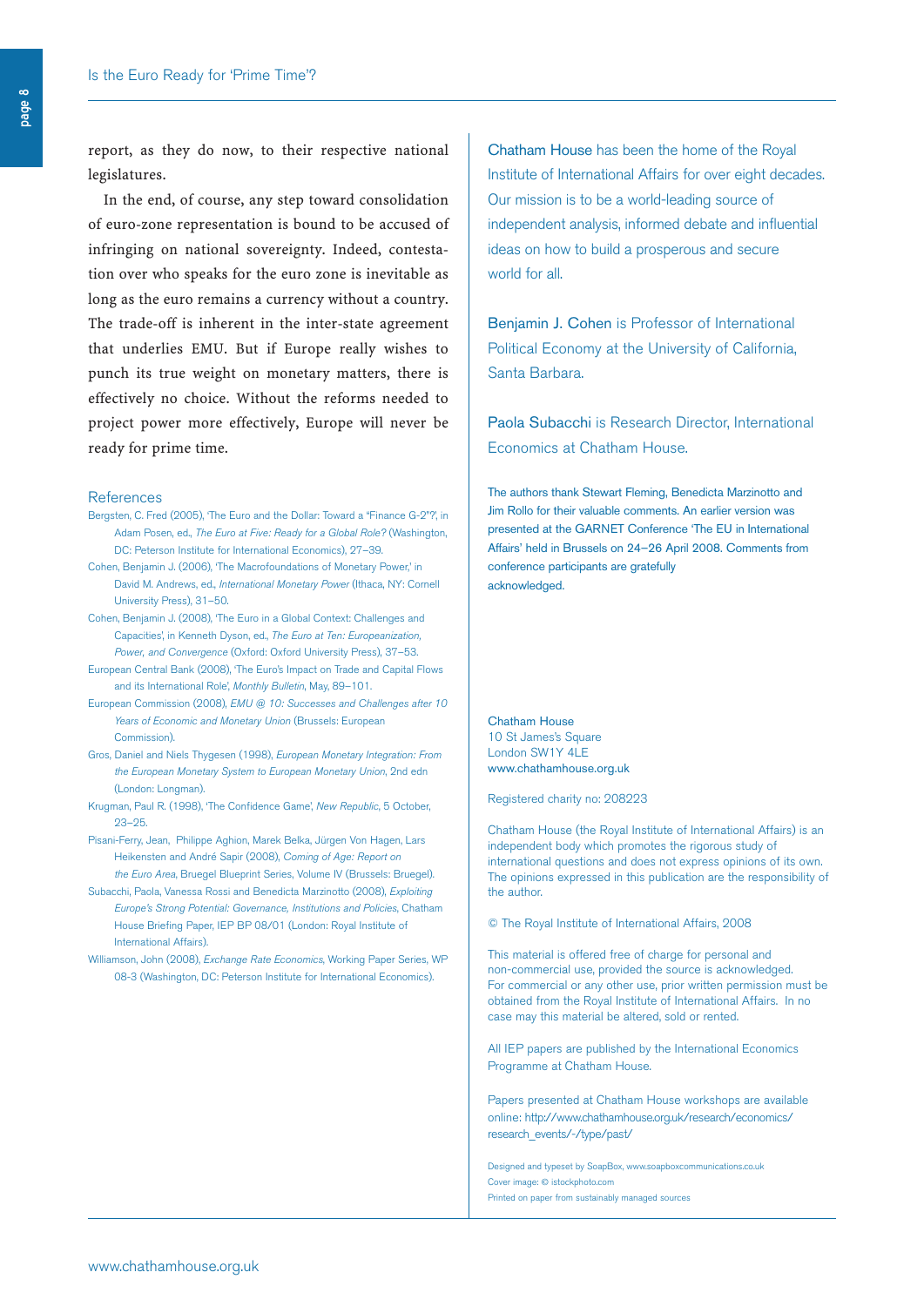report, as they do now, to their respective national legislatures.

In the end, of course, any step toward consolidation of euro-zone representation is bound to be accused of infringing on national sovereignty. Indeed, contestation over who speaks for the euro zone is inevitable as long as the euro remains a currency without a country. The trade-off is inherent in the inter-state agreement that underlies EMU. But if Europe really wishes to punch its true weight on monetary matters, there is effectively no choice. Without the reforms needed to project power more effectively, Europe will never be ready for prime time.

## References

Bergsten, C. Fred (2005), 'The Euro and the Dollar: Toward a "Finance G-2"?', in Adam Posen, ed., *The Euro at Five: Ready for a Global Role?* (Washington, DC: Peterson Institute for International Economics), 27–39.

Cohen, Benjamin J. (2006), 'The Macrofoundations of Monetary Power,' in David M. Andrews, ed., *International Monetary Power* (Ithaca, NY: Cornell University Press), 31–50.

Cohen, Benjamin J. (2008), 'The Euro in a Global Context: Challenges and Capacities', in Kenneth Dyson, ed., *The Euro at Ten: Europeanization, Power, and Convergence* (Oxford: Oxford University Press), 37–53.

European Central Bank (2008), 'The Euro's Impact on Trade and Capital Flows and its International Role', *Monthly Bulletin*, May, 89–101.

European Commission (2008), *EMU @ 10: Successes and Challenges after 10 Years of Economic and Monetary Union* (Brussels: European Commission).

Gros, Daniel and Niels Thygesen (1998), *European Monetary Integration: From the European Monetary System to European Monetary Union*, 2nd edn (London: Longman).

Krugman, Paul R. (1998), 'The Confidence Game', *New Republic*, 5 October, 23–25.

Pisani-Ferry, Jean, Philippe Aghion, Marek Belka, Jürgen Von Hagen, Lars Heikensten and André Sapir (2008), *Coming of Age: Report on the Euro Area*, Bruegel Blueprint Series, Volume IV (Brussels: Bruegel).

Subacchi, Paola, Vanessa Rossi and Benedicta Marzinotto (2008), *Exploiting Europe's Strong Potential: Governance, Institutions and Policies*, Chatham House Briefing Paper, IEP BP 08/01 (London: Royal Institute of International Affairs).

Williamson, John (2008), *Exchange Rate Economics*, Working Paper Series, WP 08-3 (Washington, DC: Peterson Institute for International Economics).

Chatham House has been the home of the Royal Institute of International Affairs for over eight decades. Our mission is to be a world-leading source of independent analysis, informed debate and influential ideas on how to build a prosperous and secure world for all.

Benjamin J. Cohen is Professor of International Political Economy at the University of California, Santa Barbara.

Paola Subacchi is Research Director, International Economics at Chatham House.

The authors thank Stewart Fleming, Benedicta Marzinotto and Jim Rollo for their valuable comments. An earlier version was presented at the GARNET Conference 'The EU in International Affairs' held in Brussels on 24–26 April 2008. Comments from conference participants are gratefully acknowledged.

Chatham House
10 St James's Square
London SW1Y 4LE
www.chathamhouse.org.uk

Registered charity no: 208223

Chatham House (the Royal Institute of International Affairs) is an independent body which promotes the rigorous study of international questions and does not express opinions of its own. The opinions expressed in this publication are the responsibility of the author.

© The Royal Institute of International Affairs, 2008

This material is offered free of charge for personal and non-commercial use, provided the source is acknowledged. For commercial or any other use, prior written permission must be obtained from the Royal Institute of International Affairs. In no case may this material be altered, sold or rented.

All IEP papers are published by the International Economics Programme at Chatham House.

Papers presented at Chatham House workshops are available online: http://www.chathamhouse.org.uk/research/economics/research_events/-/type/past/

Designed and typeset by SoapBox, www.soapboxcommunications.co.uk
Cover image: © istockphoto.com
Printed on paper from sustainably managed sources